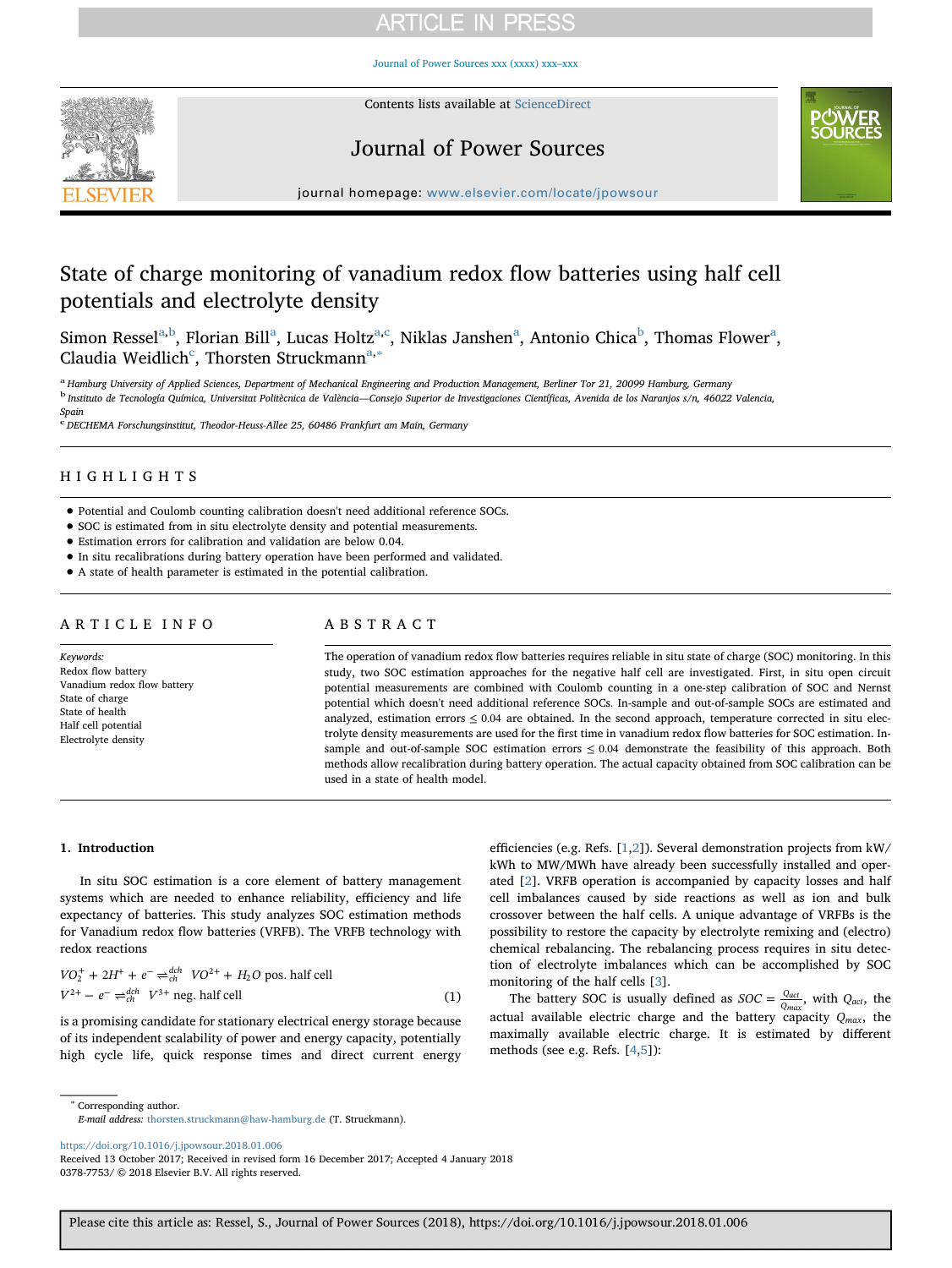# State of charge monitoring of vanadium redox flow batteries using half cell potentials and electrolyte density

Simon Ressel[a,b], Florian Bill[a], Lucas Holtz[a,c], Niklas Janshen[a], Antonio Chica[b], Thomas Flower[a], Claudia Weidlich[c], Thorsten Struckmann[a,*]

[a] Hamburg University of Applied Sciences, Department of Mechanical Engineering and Production Management, Berliner Tor 21, 20099 Hamburg, Germany

[b] Instituto de Tecnología Química, Universitat Politècnica de València—Consejo Superior de Investigaciones Científicas, Avenida de los Naranjos s/n, 46022 Valencia, Spain

[c] DECHEMA Forschungsinstitut, Theodor-Heuss-Allee 25, 60486 Frankfurt am Main, Germany

## HIGHLIGHTS

- Potential and Coulomb counting calibration doesn't need additional reference SOCs.
- SOC is estimated from in situ electrolyte density and potential measurements.
- Estimation errors for calibration and validation are below 0.04.
- In situ recalibrations during battery operation have been performed and validated.
- A state of health parameter is estimated in the potential calibration.

## ARTICLE INFO

*Keywords:*
Redox flow battery
Vanadium redox flow battery
State of charge
State of health
Half cell potential
Electrolyte density

## ABSTRACT

The operation of vanadium redox flow batteries requires reliable in situ state of charge (SOC) monitoring. In this study, two SOC estimation approaches for the negative half cell are investigated. First, in situ open circuit potential measurements are combined with Coulomb counting in a one-step calibration of SOC and Nernst potential which doesn't need additional reference SOCs. In-sample and out-of-sample SOCs are estimated and analyzed, estimation errors $\leq 0.04$ are obtained. In the second approach, temperature corrected in situ electrolyte density measurements are used for the first time in vanadium redox flow batteries for SOC estimation. In-sample and out-of-sample SOC estimation errors $\leq 0.04$ demonstrate the feasibility of this approach. Both methods allow recalibration during battery operation. The actual capacity obtained from SOC calibration can be used in a state of health model.

## 1. Introduction

In situ SOC estimation is a core element of battery management systems which are needed to enhance reliability, efficiency and life expectancy of batteries. This study analyzes SOC estimation methods for Vanadium redox flow batteries (VRFB). The VRFB technology with redox reactions

$$VO_2^+ + 2H^+ + e^- \underset{ch}{\overset{dch}{\rightleftharpoons}} VO^{2+} + H_2O \text{ pos. half cell}$$
$$V^{2+} - e^- \underset{ch}{\overset{dch}{\rightleftharpoons}} V^{3+} \text{ neg. half cell} \quad (1)$$

is a promising candidate for stationary electrical energy storage because of its independent scalability of power and energy capacity, potentially high cycle life, quick response times and direct current energy efficiencies (e.g. Refs. [1,2]). Several demonstration projects from kW/kWh to MW/MWh have already been successfully installed and operated [2]. VRFB operation is accompanied by capacity losses and half cell imbalances caused by side reactions as well as ion and bulk crossover between the half cells. A unique advantage of VRFBs is the possibility to restore the capacity by electrolyte remixing and (electro) chemical rebalancing. The rebalancing process requires in situ detection of electrolyte imbalances which can be accomplished by SOC monitoring of the half cells [3].

The battery SOC is usually defined as $SOC = \frac{Q_{act}}{Q_{max}}$, with $Q_{act}$, the actual available electric charge and the battery capacity $Q_{max}$, the maximally available electric charge. It is estimated by different methods (see e.g. Refs. [4,5]):

* Corresponding author.
*E-mail address:* thorsten.struckmann@haw-hamburg.de (T. Struckmann).

https://doi.org/10.1016/j.jpowsour.2018.01.006
Received 13 October 2017; Received in revised form 16 December 2017; Accepted 4 January 2018
0378-7753/ © 2018 Elsevier B.V. All rights reserved.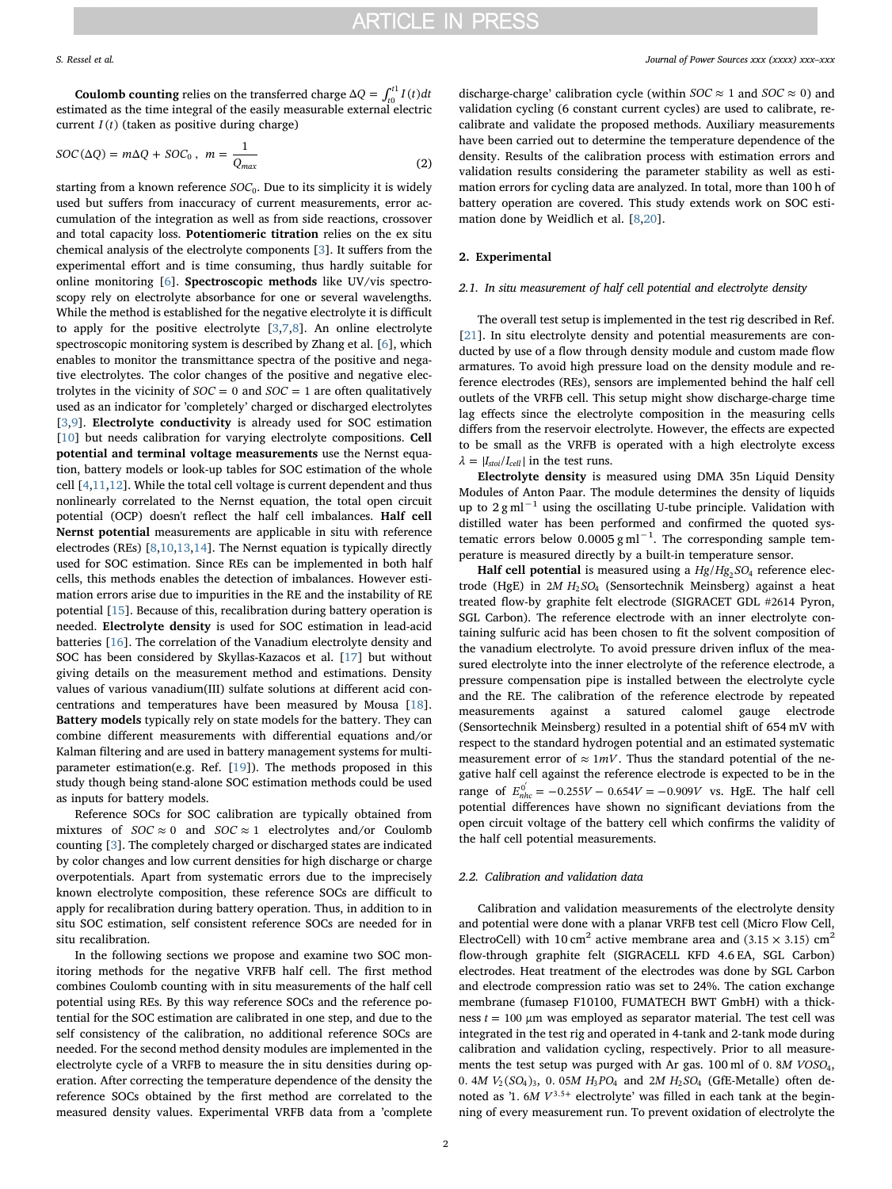**Coulomb counting** relies on the transferred charge $\Delta Q = \int_{t0}^{t1} I(t)dt$ estimated as the time integral of the easily measurable external electric current $I(t)$ (taken as positive during charge)

$$SOC(\Delta Q) = m\Delta Q + SOC_0\,,\; m = \frac{1}{Q_{max}} \tag{2}$$

starting from a known reference $SOC_0$. Due to its simplicity it is widely used but suffers from inaccuracy of current measurements, error accumulation of the integration as well as from side reactions, crossover and total capacity loss. **Potentiomeric titration** relies on the ex situ chemical analysis of the electrolyte components [3]. It suffers from the experimental effort and is time consuming, thus hardly suitable for online monitoring [6]. **Spectroscopic methods** like UV/vis spectroscopy rely on electrolyte absorbance for one or several wavelengths. While the method is established for the negative electrolyte it is difficult to apply for the positive electrolyte [3,7,8]. An online electrolyte spectroscopic monitoring system is described by Zhang et al. [6], which enables to monitor the transmittance spectra of the positive and negative electrolytes. The color changes of the positive and negative electrolytes in the vicinity of $SOC = 0$ and $SOC = 1$ are often qualitatively used as an indicator for 'completely' charged or discharged electrolytes [3,9]. **Electrolyte conductivity** is already used for SOC estimation [10] but needs calibration for varying electrolyte compositions. **Cell potential and terminal voltage measurements** use the Nernst equation, battery models or look-up tables for SOC estimation of the whole cell [4,11,12]. While the total cell voltage is current dependent and thus nonlinearly correlated to the Nernst equation, the total open circuit potential (OCP) doesn't reflect the half cell imbalances. **Half cell Nernst potential** measurements are applicable in situ with reference electrodes (REs) [8,10,13,14]. The Nernst equation is typically directly used for SOC estimation. Since REs can be implemented in both half cells, this methods enables the detection of imbalances. However estimation errors arise due to impurities in the RE and the instability of RE potential [15]. Because of this, recalibration during battery operation is needed. **Electrolyte density** is used for SOC estimation in lead-acid batteries [16]. The correlation of the Vanadium electrolyte density and SOC has been considered by Skyllas-Kazacos et al. [17] but without giving details on the measurement method and estimations. Density values of various vanadium(III) sulfate solutions at different acid concentrations and temperatures have been measured by Mousa [18]. **Battery models** typically rely on state models for the battery. They can combine different measurements with differential equations and/or Kalman filtering and are used in battery management systems for multiparameter estimation(e.g. Ref. [19]). The methods proposed in this study though being stand-alone SOC estimation methods could be used as inputs for battery models.

Reference SOCs for SOC calibration are typically obtained from mixtures of $SOC \approx 0$ and $SOC \approx 1$ electrolytes and/or Coulomb counting [3]. The completely charged or discharged states are indicated by color changes and low current densities for high discharge or charge overpotentials. Apart from systematic errors due to the imprecisely known electrolyte composition, these reference SOCs are difficult to apply for recalibration during battery operation. Thus, in addition to in situ SOC estimation, self consistent reference SOCs are needed for in situ recalibration.

In the following sections we propose and examine two SOC monitoring methods for the negative VRFB half cell. The first method combines Coulomb counting with in situ measurements of the half cell potential using REs. By this way reference SOCs and the reference potential for the SOC estimation are calibrated in one step, and due to the self consistency of the calibration, no additional reference SOCs are needed. For the second method density modules are implemented in the electrolyte cycle of a VRFB to measure the in situ densities during operation. After correcting the temperature dependence of the density the reference SOCs obtained by the first method are correlated to the measured density values. Experimental VRFB data from a 'complete discharge-charge' calibration cycle (within $SOC \approx 1$ and $SOC \approx 0$) and validation cycling (6 constant current cycles) are used to calibrate, recalibrate and validate the proposed methods. Auxiliary measurements have been carried out to determine the temperature dependence of the density. Results of the calibration process with estimation errors and validation results considering the parameter stability as well as estimation errors for cycling data are analyzed. In total, more than 100 h of battery operation are covered. This study extends work on SOC estimation done by Weidlich et al. [8,20].

## 2. Experimental

### 2.1. In situ measurement of half cell potential and electrolyte density

The overall test setup is implemented in the test rig described in Ref. [21]. In situ electrolyte density and potential measurements are conducted by use of a flow through density module and custom made flow armatures. To avoid high pressure load on the density module and reference electrodes (REs), sensors are implemented behind the half cell outlets of the VRFB cell. This setup might show discharge-charge time lag effects since the electrolyte composition in the measuring cells differs from the reservoir electrolyte. However, the effects are expected to be small as the VRFB is operated with a high electrolyte excess $\lambda = |I_{stoi}/I_{cell}|$ in the test runs.

**Electrolyte density** is measured using DMA 35n Liquid Density Modules of Anton Paar. The module determines the density of liquids up to $2\,\text{g ml}^{-1}$ using the oscillating U-tube principle. Validation with distilled water has been performed and confirmed the quoted systematic errors below $0.0005\,\text{g ml}^{-1}$. The corresponding sample temperature is measured directly by a built-in temperature sensor.

**Half cell potential** is measured using a $Hg/Hg_2SO_4$ reference electrode (HgE) in $2M\ H_2SO_4$ (Sensortechnik Meinsberg) against a heat treated flow-by graphite felt electrode (SIGRACET GDL #2614 Pyron, SGL Carbon). The reference electrode with an inner electrolyte containing sulfuric acid has been chosen to fit the solvent composition of the vanadium electrolyte. To avoid pressure driven influx of the measured electrolyte into the inner electrolyte of the reference electrode, a pressure compensation pipe is installed between the electrolyte cycle and the RE. The calibration of the reference electrode by repeated measurements against a satured calomel gauge electrode (Sensortechnik Meinsberg) resulted in a potential shift of 654 mV with respect to the standard hydrogen potential and an estimated systematic measurement error of $\approx 1mV$. Thus the standard potential of the negative half cell against the reference electrode is expected to be in the range of $E_{nhc}^{0'} = -0.255V - 0.654V = -0.909V$ vs. HgE. The half cell potential differences have shown no significant deviations from the open circuit voltage of the battery cell which confirms the validity of the half cell potential measurements.

### 2.2. Calibration and validation data

Calibration and validation measurements of the electrolyte density and potential were done with a planar VRFB test cell (Micro Flow Cell, ElectroCell) with $10\,\text{cm}^2$ active membrane area and $(3.15 \times 3.15)\,\text{cm}^2$ flow-through graphite felt (SIGRACELL KFD 4.6 EA, SGL Carbon) electrodes. Heat treatment of the electrodes was done by SGL Carbon and electrode compression ratio was set to 24%. The cation exchange membrane (fumasep F10100, FUMATECH BWT GmbH) with a thickness $t = 100\ \mu\text{m}$ was employed as separator material. The test cell was integrated in the test rig and operated in 4-tank and 2-tank mode during calibration and validation cycling, respectively. Prior to all measurements the test setup was purged with Ar gas. 100 ml of $0.8M\ VOSO_4$, $0.4M\ V_2(SO_4)_3$, $0.05M\ H_3PO_4$ and $2M\ H_2SO_4$ (GfE-Metalle) often denoted as '$1.6M\ V^{3.5+}$ electrolyte' was filled in each tank at the beginning of every measurement run. To prevent oxidation of electrolyte the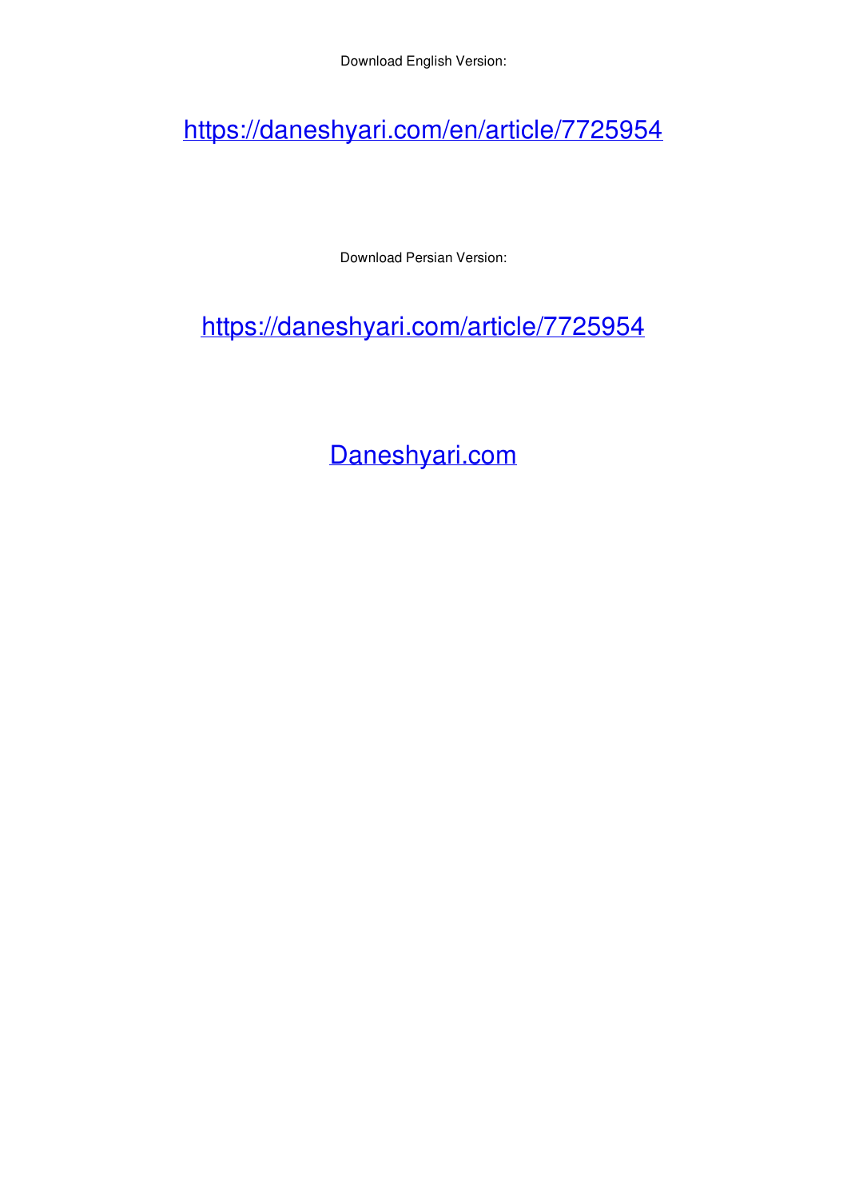Download English Version:

[https://daneshyari.com/en/article/7725954](https://daneshyari.com/en/article/7725954)

Download Persian Version:

[https://daneshyari.com/article/7725954](https://daneshyari.com/article/7725954)

[Daneshyari.com](https://daneshyari.com)